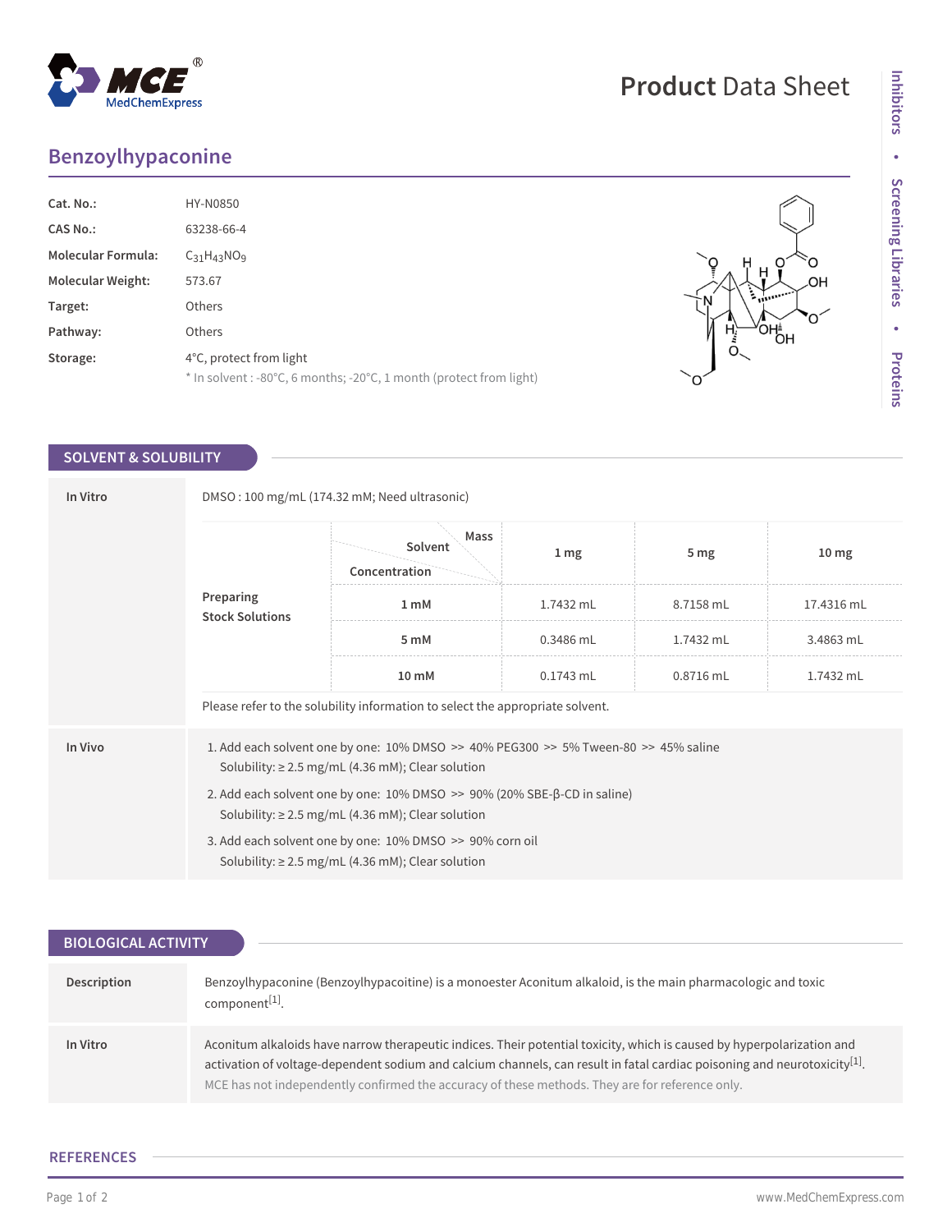# Product Data Sheet

## Benzoylhypaconine

| | |
|---|---|
| **Cat. No.:** | HY-N0850 |
| **CAS No.:** | 63238-66-4 |
| **Molecular Formula:** | $C_{31}H_{43}NO_9$ |
| **Molecular Weight:** | 573.67 |
| **Target:** | Others |
| **Pathway:** | Others |
| **Storage:** | 4°C, protect from light<br>* In solvent : -80°C, 6 months; -20°C, 1 month (protect from light) |

## SOLVENT & SOLUBILITY

**In Vitro**

DMSO : 100 mg/mL (174.32 mM; Need ultrasonic)

**Preparing Stock Solutions**

| Solvent Concentration / Mass | 1 mg | 5 mg | 10 mg |
|---|---|---|---|
| 1 mM | 1.7432 mL | 8.7158 mL | 17.4316 mL |
| 5 mM | 0.3486 mL | 1.7432 mL | 3.4863 mL |
| 10 mM | 0.1743 mL | 0.8716 mL | 1.7432 mL |

Please refer to the solubility information to select the appropriate solvent.

**In Vivo**

1. Add each solvent one by one: 10% DMSO >> 40% PEG300 >> 5% Tween-80 >> 45% saline
   Solubility: ≥ 2.5 mg/mL (4.36 mM); Clear solution
2. Add each solvent one by one: 10% DMSO >> 90% (20% SBE-β-CD in saline)
   Solubility: ≥ 2.5 mg/mL (4.36 mM); Clear solution
3. Add each solvent one by one: 10% DMSO >> 90% corn oil
   Solubility: ≥ 2.5 mg/mL (4.36 mM); Clear solution

## BIOLOGICAL ACTIVITY

**Description**

Benzoylhypaconine (Benzoylhypacoitine) is a monoester Aconitum alkaloid, is the main pharmacologic and toxic component[1].

**In Vitro**

Aconitum alkaloids have narrow therapeutic indices. Their potential toxicity, which is caused by hyperpolarization and activation of voltage-dependent sodium and calcium channels, can result in fatal cardiac poisoning and neurotoxicity[1].

MCE has not independently confirmed the accuracy of these methods. They are for reference only.

## REFERENCES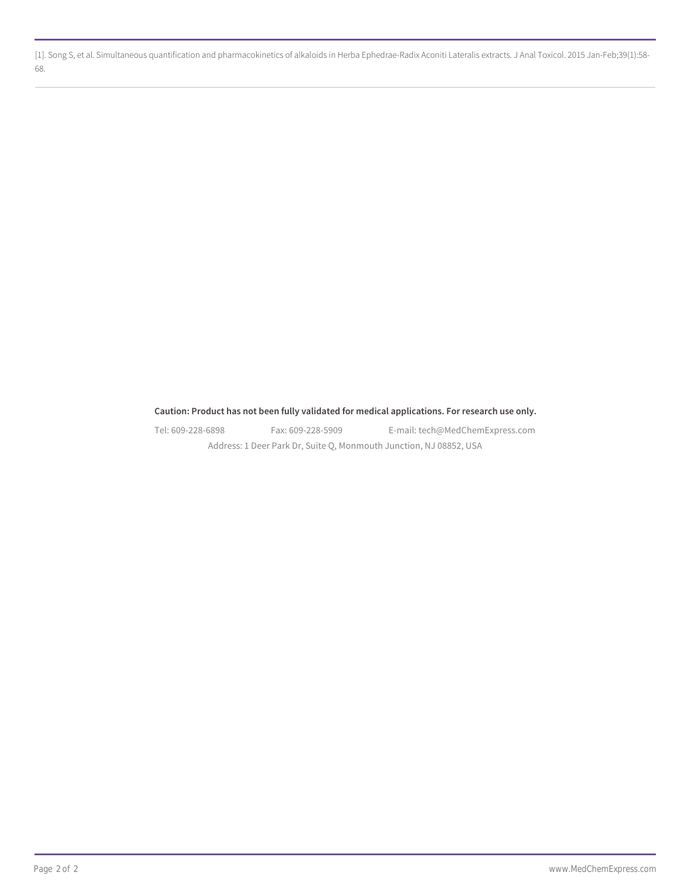[1]. Song S, et al. Simultaneous quantification and pharmacokinetics of alkaloids in Herba Ephedrae-Radix Aconiti Lateralis extracts. J Anal Toxicol. 2015 Jan-Feb;39(1):58-68.

---

**Caution: Product has not been fully validated for medical applications. For research use only.**

Tel: 609-228-6898 Fax: 609-228-5909 E-mail: tech@MedChemExpress.com

Address: 1 Deer Park Dr, Suite Q, Monmouth Junction, NJ 08852, USA